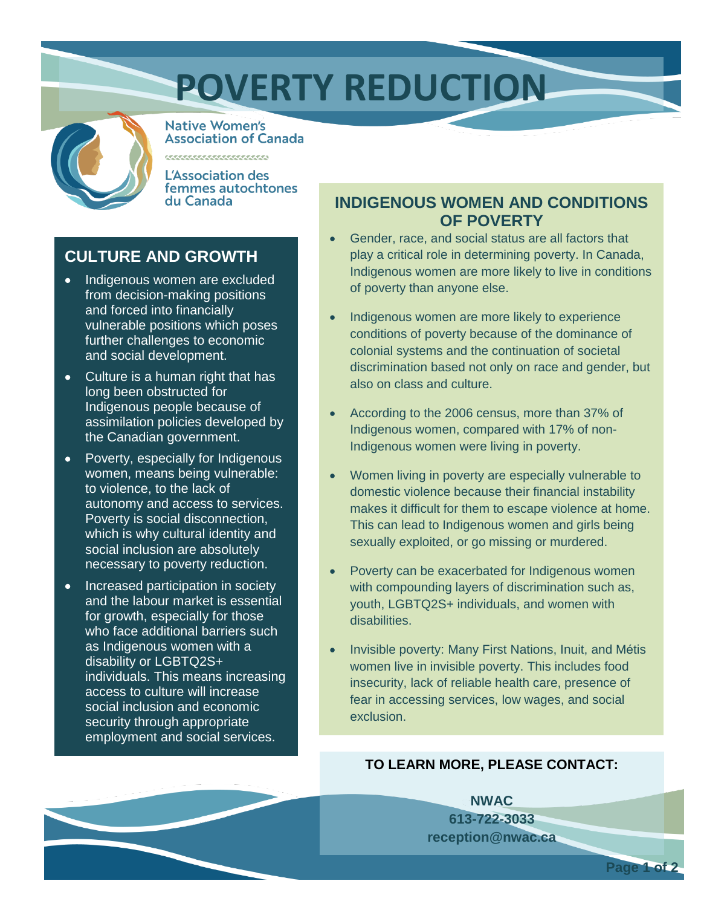# POVERTY REDUCTION

Native Women's Association of Canada

L'Association des femmes autochtones du Canada

## CULTURE AND GROWTH

- Indigenous women are excluded from decision-making positions and forced into financially vulnerable positions which poses further challenges to economic and social development.
- Culture is a human right that has long been obstructed for Indigenous people because of assimilation policies developed by the Canadian government.
- Poverty, especially for Indigenous women, means being vulnerable: to violence, to the lack of autonomy and access to services. Poverty is social disconnection, which is why cultural identity and social inclusion are absolutely necessary to poverty reduction.
- Increased participation in society and the labour market is essential for growth, especially for those who face additional barriers such as Indigenous women with a disability or LGBTQ2S+ individuals. This means increasing access to culture will increase social inclusion and economic security through appropriate employment and social services.

## INDIGENOUS WOMEN AND CONDITIONS OF POVERTY

- Gender, race, and social status are all factors that play a critical role in determining poverty. In Canada, Indigenous women are more likely to live in conditions of poverty than anyone else.
- Indigenous women are more likely to experience conditions of poverty because of the dominance of colonial systems and the continuation of societal discrimination based not only on race and gender, but also on class and culture.
- According to the 2006 census, more than 37% of Indigenous women, compared with 17% of non-Indigenous women were living in poverty.
- Women living in poverty are especially vulnerable to domestic violence because their financial instability makes it difficult for them to escape violence at home. This can lead to Indigenous women and girls being sexually exploited, or go missing or murdered.
- Poverty can be exacerbated for Indigenous women with compounding layers of discrimination such as, youth, LGBTQ2S+ individuals, and women with disabilities.
- Invisible poverty: Many First Nations, Inuit, and Métis women live in invisible poverty. This includes food insecurity, lack of reliable health care, presence of fear in accessing services, low wages, and social exclusion.

**TO LEARN MORE, PLEASE CONTACT:**

**NWAC**
**613-722-3033**
**reception@nwac.ca**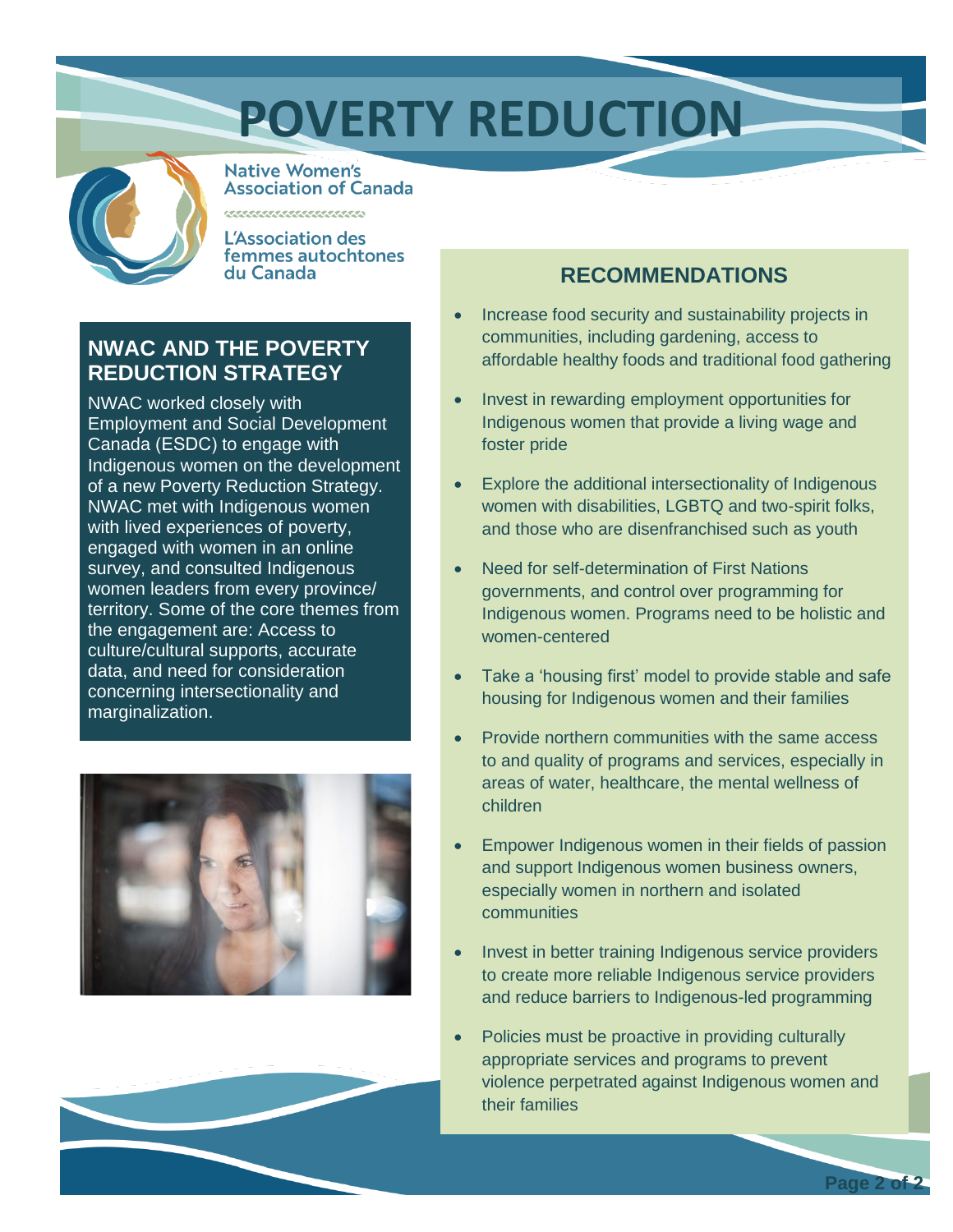# POVERTY REDUCTION

Native Women's Association of Canada

L'Association des femmes autochtones du Canada

## NWAC AND THE POVERTY REDUCTION STRATEGY

NWAC worked closely with Employment and Social Development Canada (ESDC) to engage with Indigenous women on the development of a new Poverty Reduction Strategy. NWAC met with Indigenous women with lived experiences of poverty, engaged with women in an online survey, and consulted Indigenous women leaders from every province/ territory. Some of the core themes from the engagement are: Access to culture/cultural supports, accurate data, and need for consideration concerning intersectionality and marginalization.

## RECOMMENDATIONS

- Increase food security and sustainability projects in communities, including gardening, access to affordable healthy foods and traditional food gathering
- Invest in rewarding employment opportunities for Indigenous women that provide a living wage and foster pride
- Explore the additional intersectionality of Indigenous women with disabilities, LGBTQ and two-spirit folks, and those who are disenfranchised such as youth
- Need for self-determination of First Nations governments, and control over programming for Indigenous women. Programs need to be holistic and women-centered
- Take a 'housing first' model to provide stable and safe housing for Indigenous women and their families
- Provide northern communities with the same access to and quality of programs and services, especially in areas of water, healthcare, the mental wellness of children
- Empower Indigenous women in their fields of passion and support Indigenous women business owners, especially women in northern and isolated communities
- Invest in better training Indigenous service providers to create more reliable Indigenous service providers and reduce barriers to Indigenous-led programming
- Policies must be proactive in providing culturally appropriate services and programs to prevent violence perpetrated against Indigenous women and their families